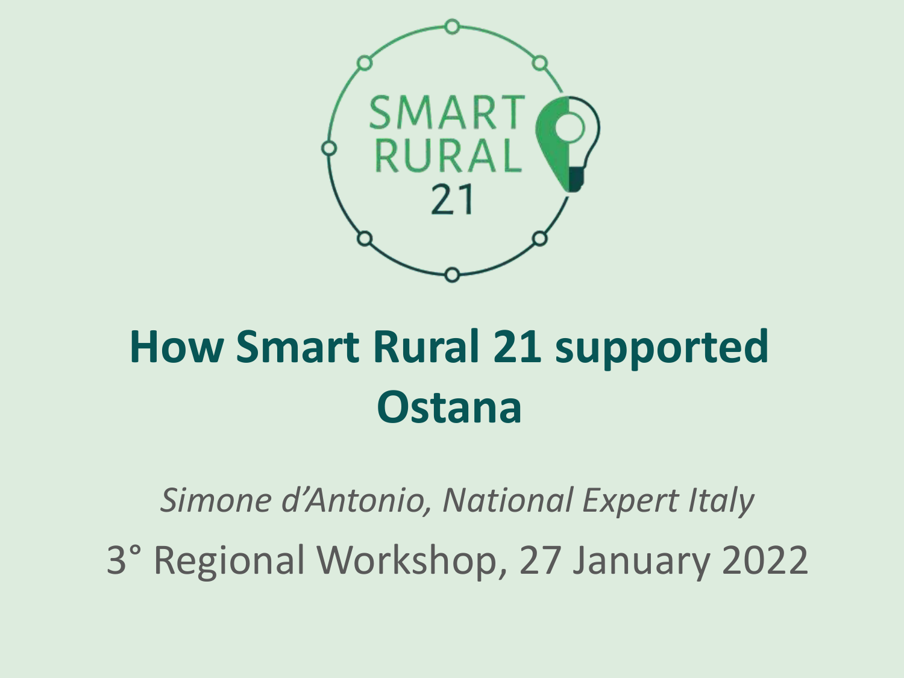SMART RURAL 21

# How Smart Rural 21 supported Ostana

*Simone d'Antonio, National Expert Italy*

3° Regional Workshop, 27 January 2022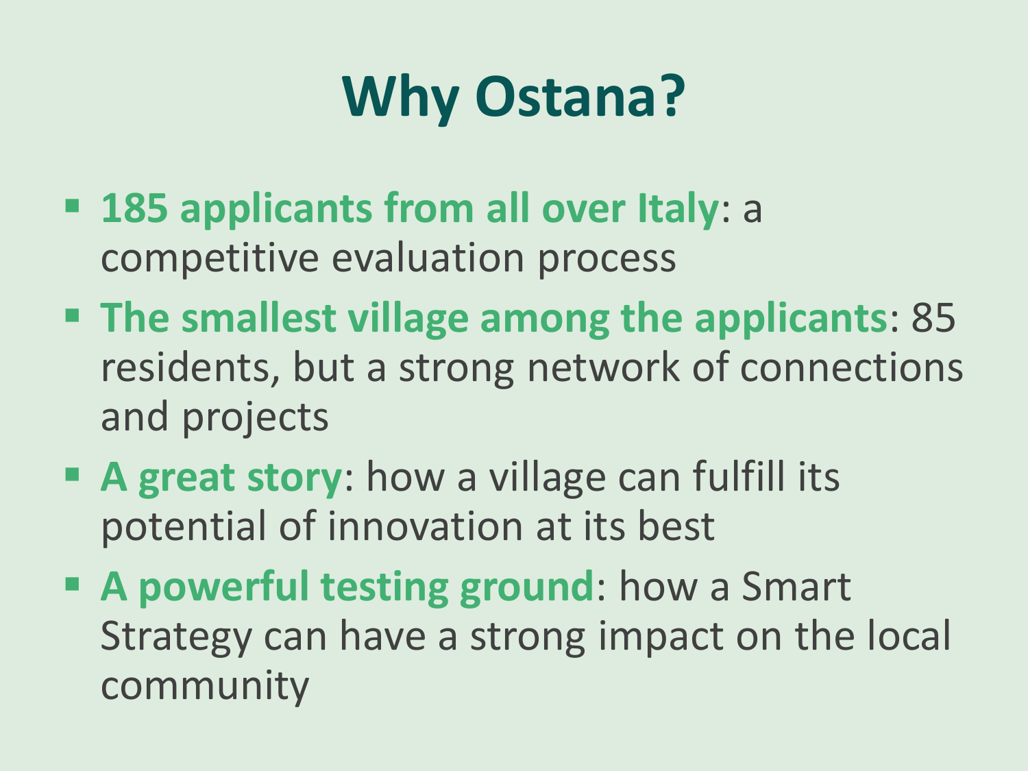# Why Ostana?

- **185 applicants from all over Italy**: a competitive evaluation process
- **The smallest village among the applicants**: 85 residents, but a strong network of connections and projects
- **A great story**: how a village can fulfill its potential of innovation at its best
- **A powerful testing ground**: how a Smart Strategy can have a strong impact on the local community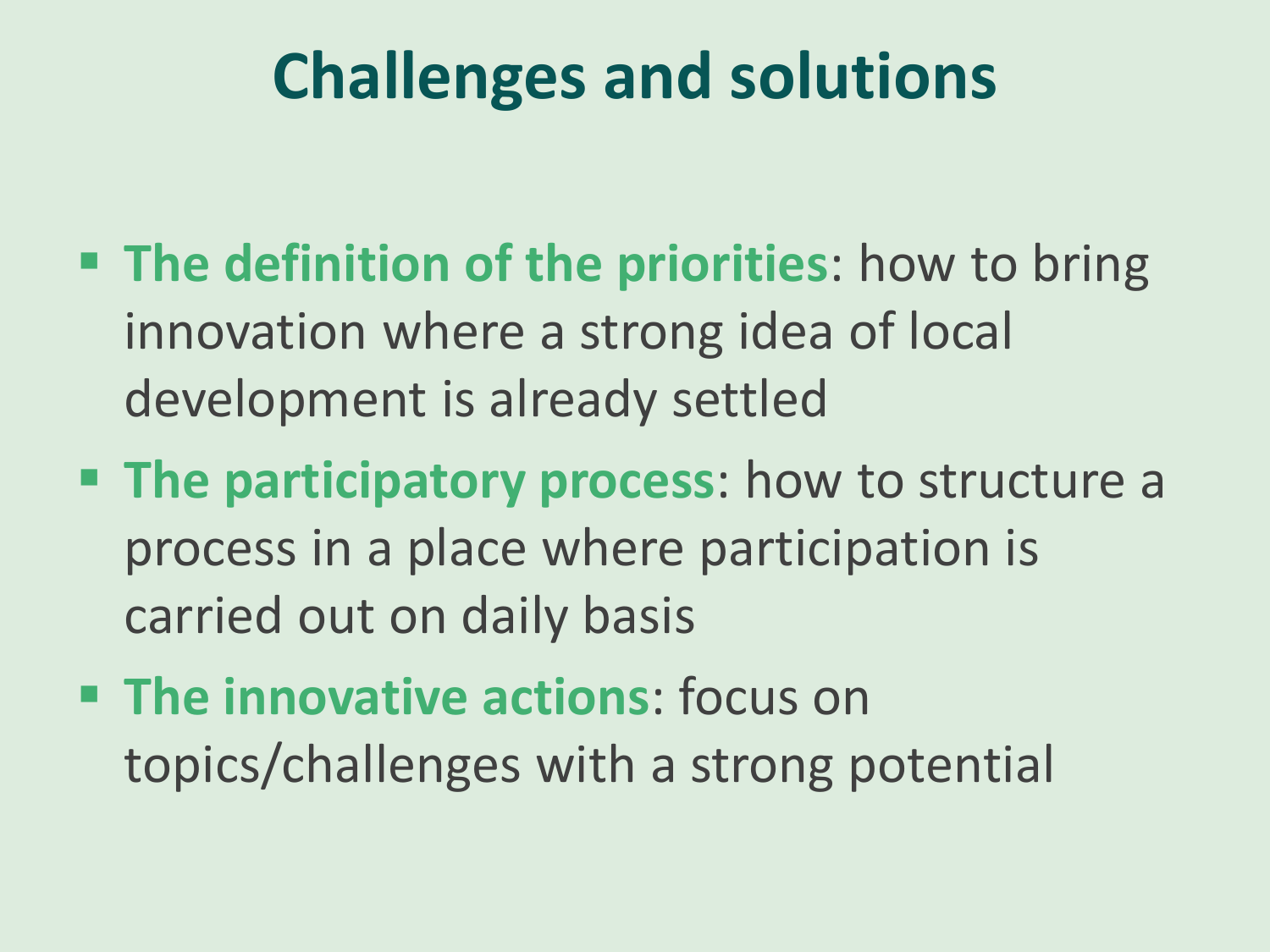# Challenges and solutions

- **The definition of the priorities**: how to bring innovation where a strong idea of local development is already settled
- **The participatory process**: how to structure a process in a place where participation is carried out on daily basis
- **The innovative actions**: focus on topics/challenges with a strong potential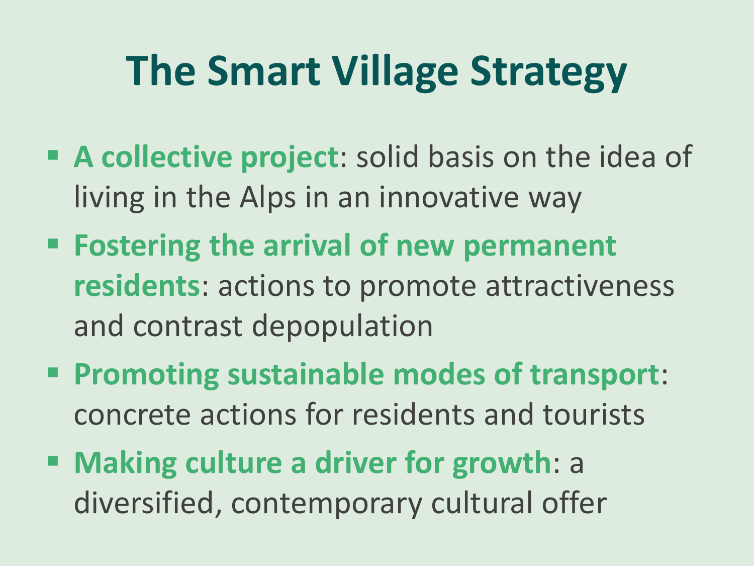# The Smart Village Strategy

- **A collective project**: solid basis on the idea of living in the Alps in an innovative way
- **Fostering the arrival of new permanent residents**: actions to promote attractiveness and contrast depopulation
- **Promoting sustainable modes of transport**: concrete actions for residents and tourists
- **Making culture a driver for growth**: a diversified, contemporary cultural offer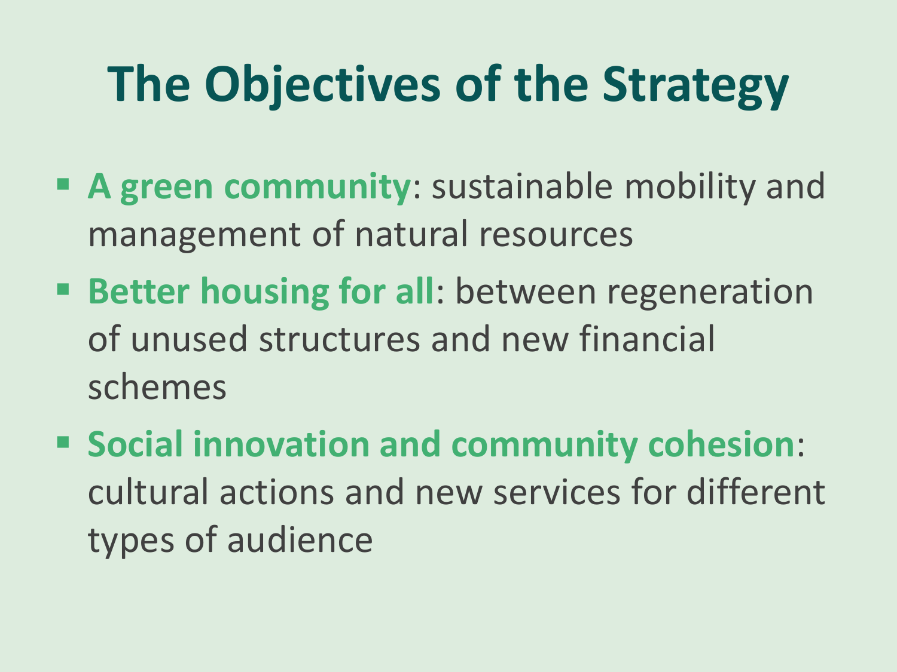# The Objectives of the Strategy

- **A green community**: sustainable mobility and management of natural resources
- **Better housing for all**: between regeneration of unused structures and new financial schemes
- **Social innovation and community cohesion**: cultural actions and new services for different types of audience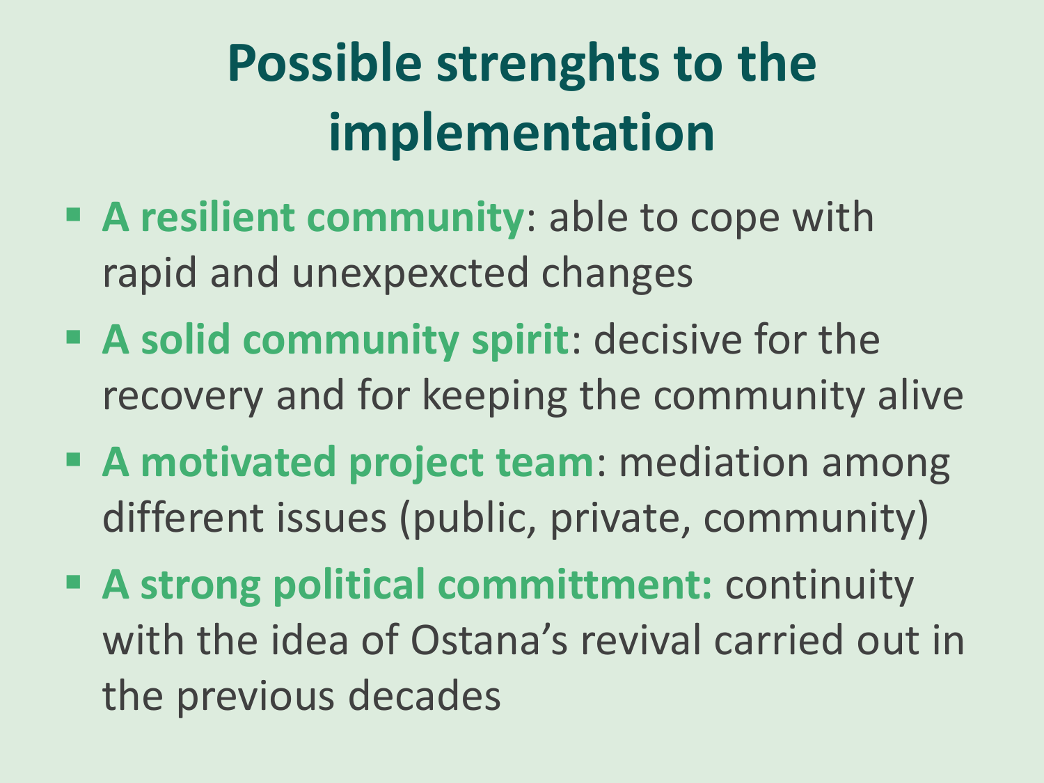# Possible strenghts to the implementation

- **A resilient community**: able to cope with rapid and unexpexcted changes
- **A solid community spirit**: decisive for the recovery and for keeping the community alive
- **A motivated project team**: mediation among different issues (public, private, community)
- **A strong political committment:** continuity with the idea of Ostana's revival carried out in the previous decades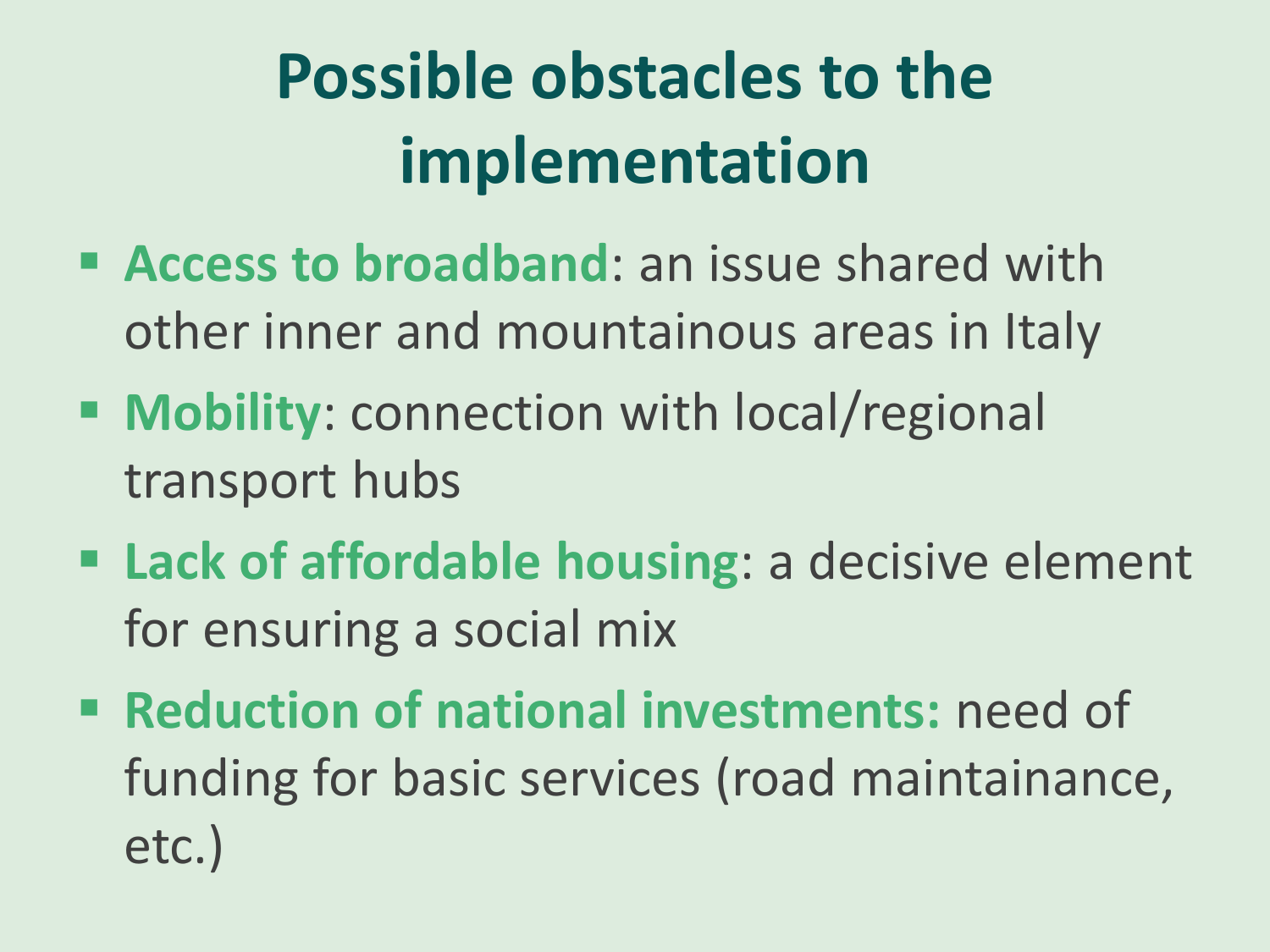# Possible obstacles to the implementation

- **Access to broadband**: an issue shared with other inner and mountainous areas in Italy
- **Mobility**: connection with local/regional transport hubs
- **Lack of affordable housing**: a decisive element for ensuring a social mix
- **Reduction of national investments:** need of funding for basic services (road maintainance, etc.)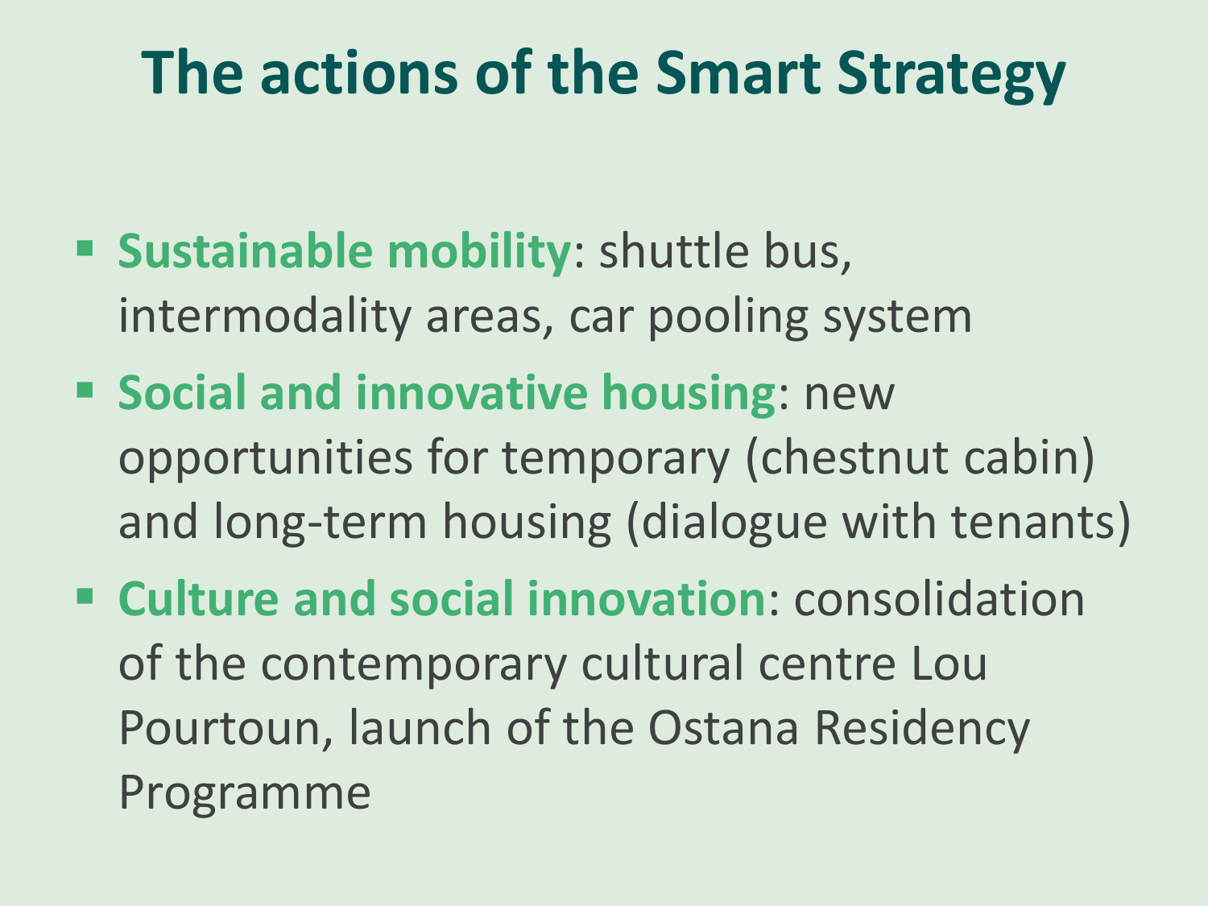# The actions of the Smart Strategy

- **Sustainable mobility**: shuttle bus, intermodality areas, car pooling system
- **Social and innovative housing**: new opportunities for temporary (chestnut cabin) and long-term housing (dialogue with tenants)
- **Culture and social innovation**: consolidation of the contemporary cultural centre Lou Pourtoun, launch of the Ostana Residency Programme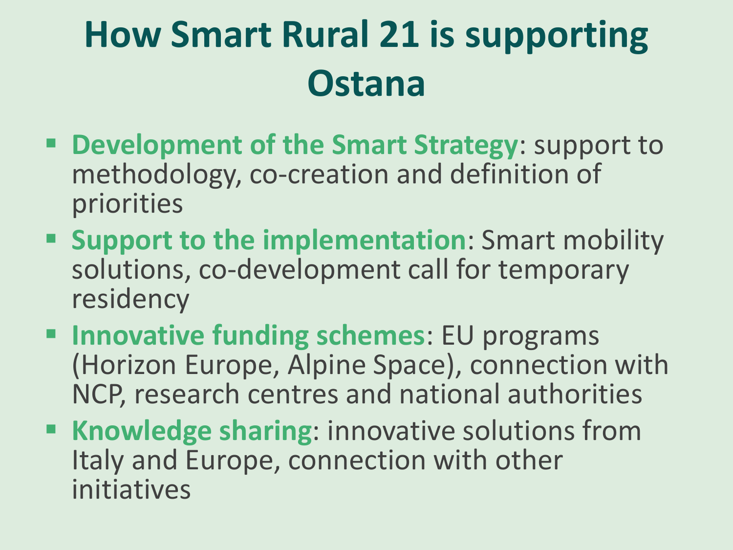# How Smart Rural 21 is supporting Ostana

- **Development of the Smart Strategy**: support to methodology, co-creation and definition of priorities
- **Support to the implementation**: Smart mobility solutions, co-development call for temporary residency
- **Innovative funding schemes**: EU programs (Horizon Europe, Alpine Space), connection with NCP, research centres and national authorities
- **Knowledge sharing**: innovative solutions from Italy and Europe, connection with other initiatives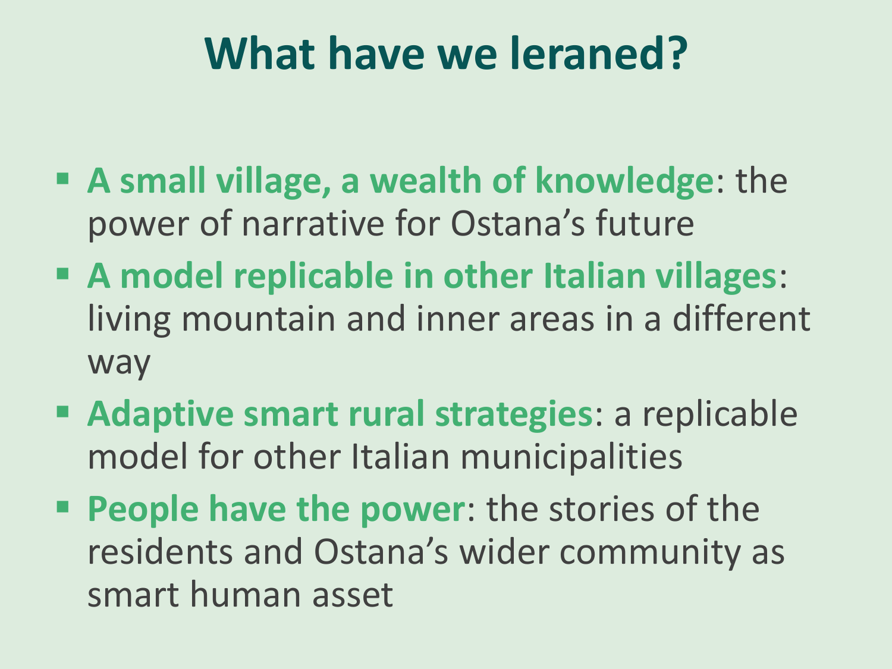# What have we leraned?

- **A small village, a wealth of knowledge**: the power of narrative for Ostana's future
- **A model replicable in other Italian villages**: living mountain and inner areas in a different way
- **Adaptive smart rural strategies**: a replicable model for other Italian municipalities
- **People have the power**: the stories of the residents and Ostana's wider community as smart human asset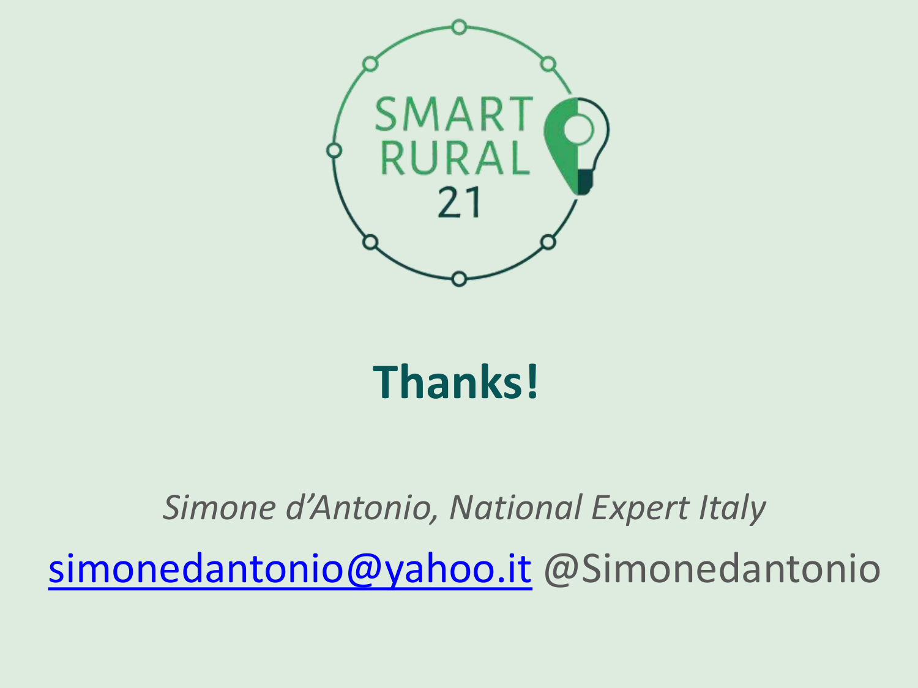SMART RURAL 21

# Thanks!

*Simone d'Antonio, National Expert Italy*

simonedantonio@yahoo.it @Simonedantonio